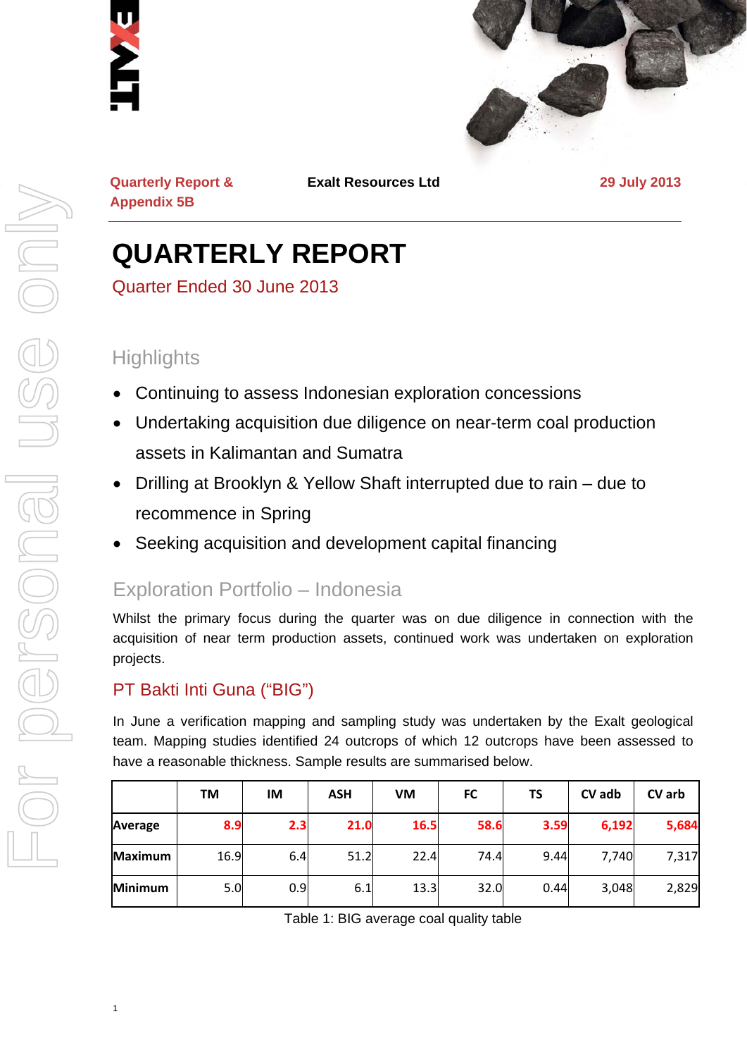Quarterly Report & Appendix 5B

Exalt Resources Ltd

29 July 2013

# QUARTERLY REPORT

Quarter Ended 30 June 2013

## Highlights

- Continuing to assess Indonesian exploration concessions
- Undertaking acquisition due diligence on near-term coal production assets in Kalimantan and Sumatra
- Drilling at Brooklyn & Yellow Shaft interrupted due to rain – due to recommence in Spring
- Seeking acquisition and development capital financing

## Exploration Portfolio – Indonesia

Whilst the primary focus during the quarter was on due diligence in connection with the acquisition of near term production assets, continued work was undertaken on exploration projects.

### PT Bakti Inti Guna ("BIG")

In June a verification mapping and sampling study was undertaken by the Exalt geological team. Mapping studies identified 24 outcrops of which 12 outcrops have been assessed to have a reasonable thickness. Sample results are summarised below.

| | TM | IM | ASH | VM | FC | TS | CV adb | CV arb |
|---|---|---|---|---|---|---|---|---|
| **Average** | **8.9** | **2.3** | **21.0** | **16.5** | **58.6** | **3.59** | **6,192** | **5,684** |
| **Maximum** | 16.9 | 6.4 | 51.2 | 22.4 | 74.4 | 9.44 | 7,740 | 7,317 |
| **Minimum** | 5.0 | 0.9 | 6.1 | 13.3 | 32.0 | 0.44 | 3,048 | 2,829 |

Table 1: BIG average coal quality table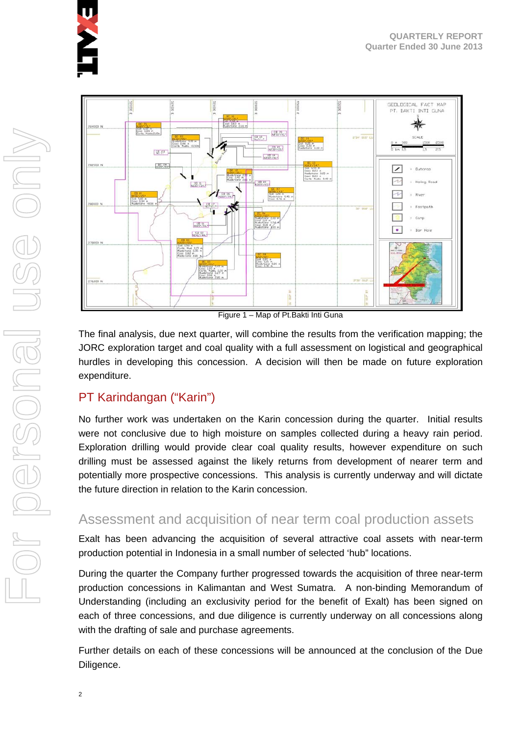Figure 1 – Map of Pt.Bakti Inti Guna

The final analysis, due next quarter, will combine the results from the verification mapping; the JORC exploration target and coal quality with a full assessment on logistical and geographical hurdles in developing this concession. A decision will then be made on future exploration expenditure.

## PT Karindangan ("Karin")

No further work was undertaken on the Karin concession during the quarter. Initial results were not conclusive due to high moisture on samples collected during a heavy rain period. Exploration drilling would provide clear coal quality results, however expenditure on such drilling must be assessed against the likely returns from development of nearer term and potentially more prospective concessions. This analysis is currently underway and will dictate the future direction in relation to the Karin concession.

## Assessment and acquisition of near term coal production assets

Exalt has been advancing the acquisition of several attractive coal assets with near-term production potential in Indonesia in a small number of selected 'hub" locations.

During the quarter the Company further progressed towards the acquisition of three near-term production concessions in Kalimantan and West Sumatra. A non-binding Memorandum of Understanding (including an exclusivity period for the benefit of Exalt) has been signed on each of three concessions, and due diligence is currently underway on all concessions along with the drafting of sale and purchase agreements.

Further details on each of these concessions will be announced at the conclusion of the Due Diligence.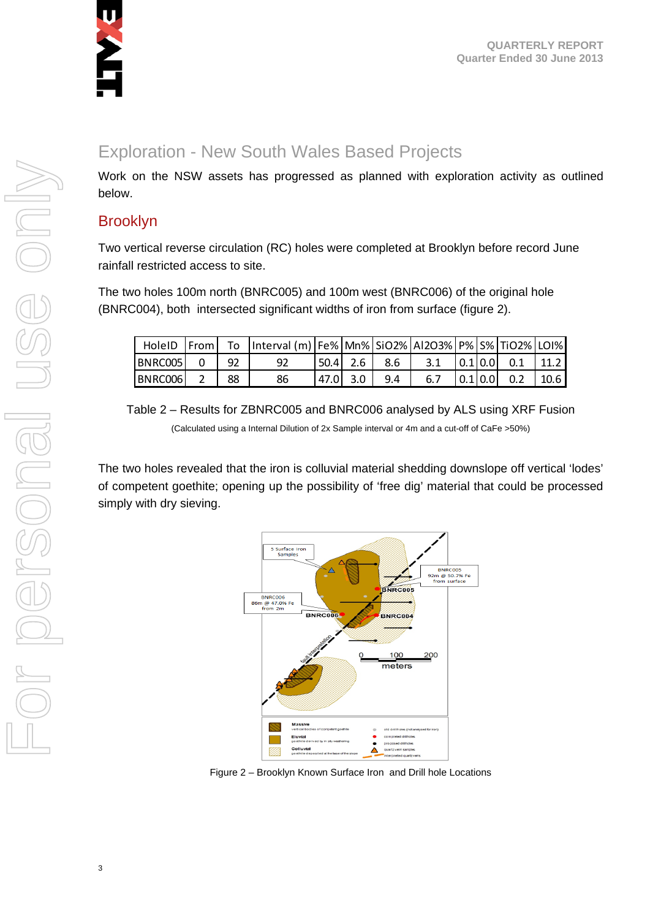## Exploration - New South Wales Based Projects

Work on the NSW assets has progressed as planned with exploration activity as outlined below.

### Brooklyn

Two vertical reverse circulation (RC) holes were completed at Brooklyn before record June rainfall restricted access to site.

The two holes 100m north (BNRC005) and 100m west (BNRC006) of the original hole (BNRC004), both intersected significant widths of iron from surface (figure 2).

| HoleID | From | To | Interval (m) | Fe% | Mn% | SiO2% | Al2O3% | P% | S% | TiO2% | LOI% |
|---|---|---|---|---|---|---|---|---|---|---|---|
| BNRC005 | 0 | 92 | 92 | 50.4 | 2.6 | 8.6 | 3.1 | 0.1 | 0.0 | 0.1 | 11.2 |
| BNRC006 | 2 | 88 | 86 | 47.0 | 3.0 | 9.4 | 6.7 | 0.1 | 0.0 | 0.2 | 10.6 |

Table 2 – Results for ZBNRC005 and BNRC006 analysed by ALS using XRF Fusion

(Calculated using a Internal Dilution of 2x Sample interval or 4m and a cut-off of CaFe >50%)

The two holes revealed that the iron is colluvial material shedding downslope off vertical 'lodes' of competent goethite; opening up the possibility of 'free dig' material that could be processed simply with dry sieving.

Figure 2 – Brooklyn Known Surface Iron and Drill hole Locations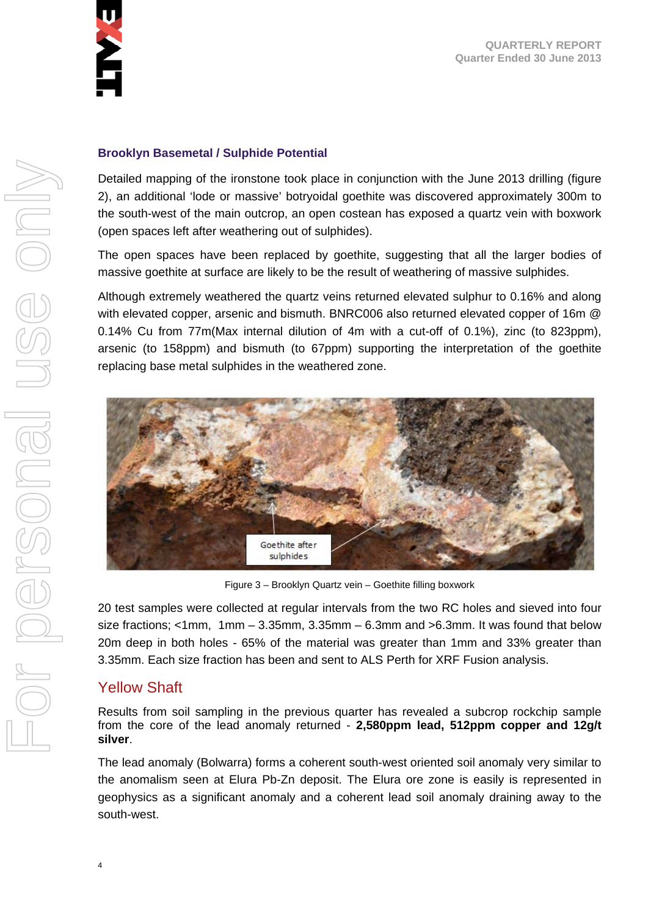## Brooklyn Basemetal / Sulphide Potential

Detailed mapping of the ironstone took place in conjunction with the June 2013 drilling (figure 2), an additional 'lode or massive' botryoidal goethite was discovered approximately 300m to the south-west of the main outcrop, an open costean has exposed a quartz vein with boxwork (open spaces left after weathering out of sulphides).

The open spaces have been replaced by goethite, suggesting that all the larger bodies of massive goethite at surface are likely to be the result of weathering of massive sulphides.

Although extremely weathered the quartz veins returned elevated sulphur to 0.16% and along with elevated copper, arsenic and bismuth. BNRC006 also returned elevated copper of 16m @ 0.14% Cu from 77m(Max internal dilution of 4m with a cut-off of 0.1%), zinc (to 823ppm), arsenic (to 158ppm) and bismuth (to 67ppm) supporting the interpretation of the goethite replacing base metal sulphides in the weathered zone.

Goethite after sulphides

Figure 3 – Brooklyn Quartz vein – Goethite filling boxwork

20 test samples were collected at regular intervals from the two RC holes and sieved into four size fractions; <1mm, 1mm – 3.35mm, 3.35mm – 6.3mm and >6.3mm. It was found that below 20m deep in both holes - 65% of the material was greater than 1mm and 33% greater than 3.35mm. Each size fraction has been and sent to ALS Perth for XRF Fusion analysis.

## Yellow Shaft

Results from soil sampling in the previous quarter has revealed a subcrop rockchip sample from the core of the lead anomaly returned - **2,580ppm lead, 512ppm copper and 12g/t silver**.

The lead anomaly (Bolwarra) forms a coherent south-west oriented soil anomaly very similar to the anomalism seen at Elura Pb-Zn deposit. The Elura ore zone is easily is represented in geophysics as a significant anomaly and a coherent lead soil anomaly draining away to the south-west.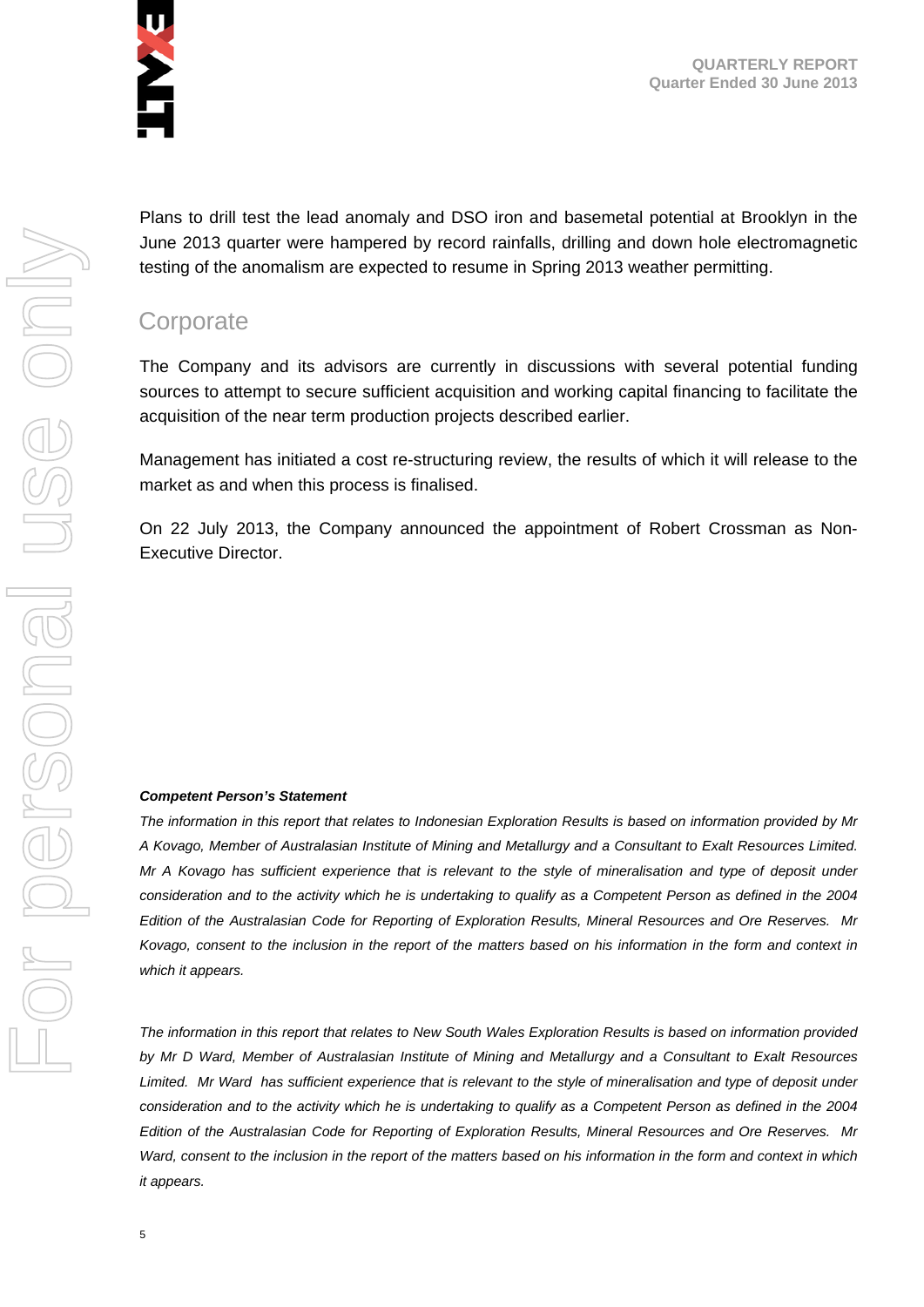Plans to drill test the lead anomaly and DSO iron and basemetal potential at Brooklyn in the June 2013 quarter were hampered by record rainfalls, drilling and down hole electromagnetic testing of the anomalism are expected to resume in Spring 2013 weather permitting.

## Corporate

The Company and its advisors are currently in discussions with several potential funding sources to attempt to secure sufficient acquisition and working capital financing to facilitate the acquisition of the near term production projects described earlier.

Management has initiated a cost re-structuring review, the results of which it will release to the market as and when this process is finalised.

On 22 July 2013, the Company announced the appointment of Robert Crossman as Non-Executive Director.

***Competent Person's Statement***

*The information in this report that relates to Indonesian Exploration Results is based on information provided by Mr A Kovago, Member of Australasian Institute of Mining and Metallurgy and a Consultant to Exalt Resources Limited. Mr A Kovago has sufficient experience that is relevant to the style of mineralisation and type of deposit under consideration and to the activity which he is undertaking to qualify as a Competent Person as defined in the 2004 Edition of the Australasian Code for Reporting of Exploration Results, Mineral Resources and Ore Reserves. Mr Kovago, consent to the inclusion in the report of the matters based on his information in the form and context in which it appears.*

*The information in this report that relates to New South Wales Exploration Results is based on information provided by Mr D Ward, Member of Australasian Institute of Mining and Metallurgy and a Consultant to Exalt Resources Limited. Mr Ward has sufficient experience that is relevant to the style of mineralisation and type of deposit under consideration and to the activity which he is undertaking to qualify as a Competent Person as defined in the 2004 Edition of the Australasian Code for Reporting of Exploration Results, Mineral Resources and Ore Reserves. Mr Ward, consent to the inclusion in the report of the matters based on his information in the form and context in which it appears.*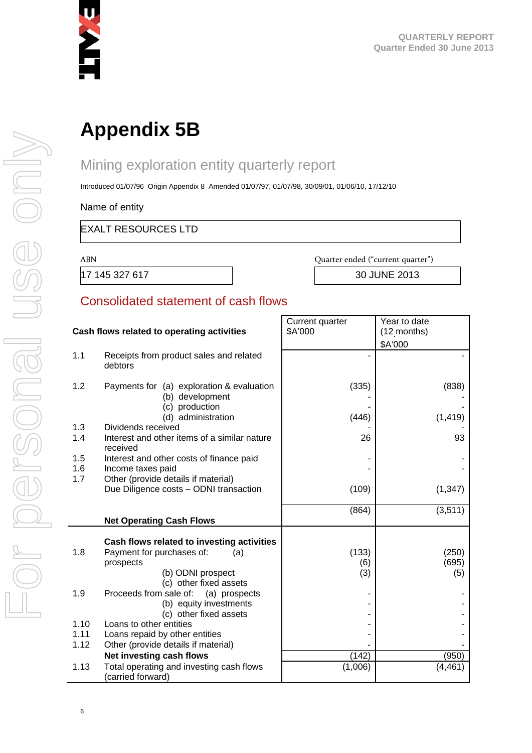# Appendix 5B

## Mining exploration entity quarterly report

Introduced 01/07/96 Origin Appendix 8 Amended 01/07/97, 01/07/98, 30/09/01, 01/06/10, 17/12/10

Name of entity

| EXALT RESOURCES LTD |
|---|

| ABN | Quarter ended ("current quarter") |
|---|---|
| 17 145 327 617 | 30 JUNE 2013 |

## Consolidated statement of cash flows

| | Cash flows related to operating activities | Current quarter $A'000 | Year to date (12 months) $A'000 |
|---|---|---|---|
| 1.1 | Receipts from product sales and related debtors | - | - |
| 1.2 | Payments for (a) exploration & evaluation | (335) | (838) |
| | (b) development | - | - |
| | (c) production | - | - |
| | (d) administration | (446) | (1,419) |
| 1.3 | Dividends received | - | - |
| 1.4 | Interest and other items of a similar nature received | 26 | 93 |
| 1.5 | Interest and other costs of finance paid | - | - |
| 1.6 | Income taxes paid | - | - |
| 1.7 | Other (provide details if material) Due Diligence costs – ODNI transaction | (109) | (1,347) |
| | **Net Operating Cash Flows** | (864) | (3,511) |
| | **Cash flows related to investing activities** | | |
| 1.8 | Payment for purchases of: (a) prospects | (133) | (250) |
| | (b) ODNI prospect | (6) | (695) |
| | (c) other fixed assets | (3) | (5) |
| 1.9 | Proceeds from sale of: (a) prospects | - | - |
| | (b) equity investments | - | - |
| | (c) other fixed assets | - | - |
| 1.10 | Loans to other entities | - | - |
| 1.11 | Loans repaid by other entities | - | - |
| 1.12 | Other (provide details if material) | - | - |
| | **Net investing cash flows** | (142) | (950) |
| 1.13 | Total operating and investing cash flows (carried forward) | (1,006) | (4,461) |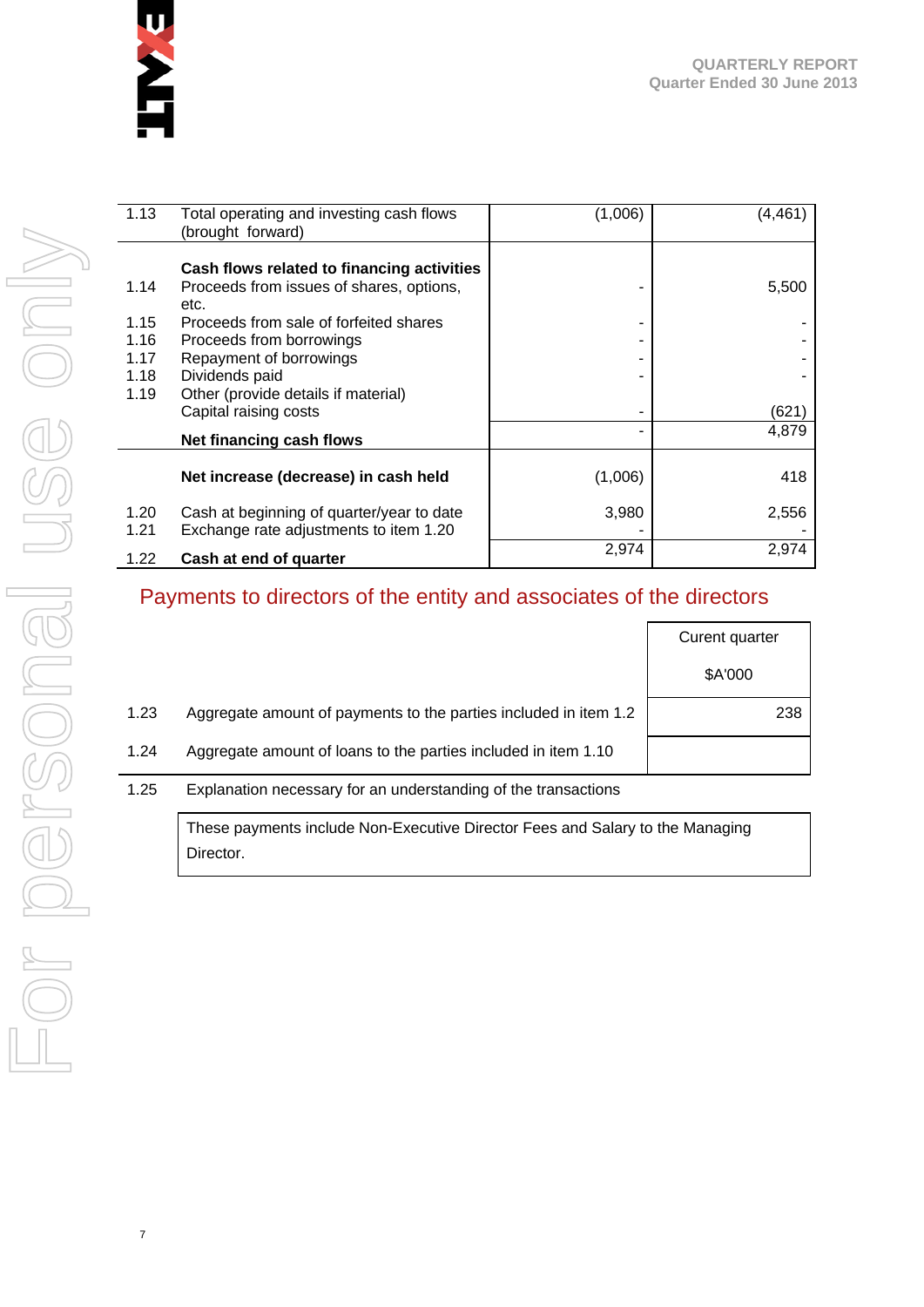| | | | |
|---|---|---|---|
| 1.13 | Total operating and investing cash flows (brought forward) | (1,006) | (4,461) |
| | **Cash flows related to financing activities** | | |
| 1.14 | Proceeds from issues of shares, options, etc. | - | 5,500 |
| 1.15 | Proceeds from sale of forfeited shares | - | - |
| 1.16 | Proceeds from borrowings | - | - |
| 1.17 | Repayment of borrowings | - | - |
| 1.18 | Dividends paid | - | - |
| 1.19 | Other (provide details if material) | | |
| | Capital raising costs | - | (621) |
| | **Net financing cash flows** | - | 4,879 |
| | **Net increase (decrease) in cash held** | (1,006) | 418 |
| 1.20 | Cash at beginning of quarter/year to date | 3,980 | 2,556 |
| 1.21 | Exchange rate adjustments to item 1.20 | - | - |
| 1.22 | **Cash at end of quarter** | 2,974 | 2,974 |

## Payments to directors of the entity and associates of the directors

| | | Curent quarter<br>$A'000 |
|---|---|---|
| 1.23 | Aggregate amount of payments to the parties included in item 1.2 | 238 |
| 1.24 | Aggregate amount of loans to the parties included in item 1.10 | |

1.25 Explanation necessary for an understanding of the transactions

These payments include Non-Executive Director Fees and Salary to the Managing Director.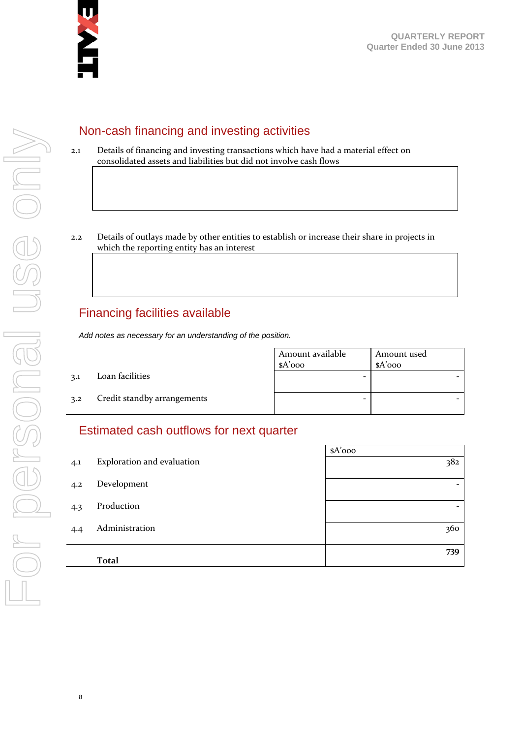## Non-cash financing and investing activities

2.1 Details of financing and investing transactions which have had a material effect on consolidated assets and liabilities but did not involve cash flows

| |
|---|
| |

2.2 Details of outlays made by other entities to establish or increase their share in projects in which the reporting entity has an interest

| |
|---|
| |

## Financing facilities available

*Add notes as necessary for an understanding of the position.*

| | | Amount available $A'000 | Amount used $A'000 |
|---|---|---|---|
| 3.1 | Loan facilities | - | - |
| 3.2 | Credit standby arrangements | - | - |

## Estimated cash outflows for next quarter

| | | $A'000 |
|---|---|---|
| 4.1 | Exploration and evaluation | 382 |
| 4.2 | Development | - |
| 4.3 | Production | - |
| 4.4 | Administration | 360 |
| | **Total** | **739** |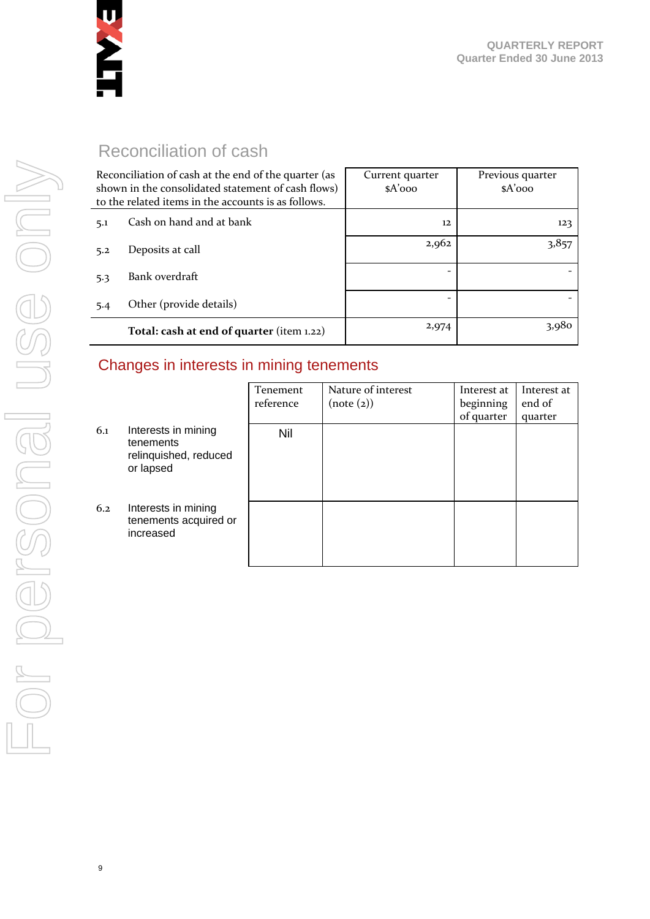## Reconciliation of cash

| Reconciliation of cash at the end of the quarter (as shown in the consolidated statement of cash flows) to the related items in the accounts is as follows. | Current quarter $A'000 | Previous quarter $A'000 |
|---|---|---|
| 5.1 Cash on hand and at bank | 12 | 123 |
| 5.2 Deposits at call | 2,962 | 3,857 |
| 5.3 Bank overdraft | - | - |
| 5.4 Other (provide details) | - | - |
| **Total: cash at end of quarter** (item 1.22) | 2,974 | 3,980 |

## Changes in interests in mining tenements

| | | Tenement reference | Nature of interest (note (2)) | Interest at beginning of quarter | Interest at end of quarter |
|---|---|---|---|---|---|
| 6.1 | Interests in mining tenements relinquished, reduced or lapsed | Nil | | | |
| 6.2 | Interests in mining tenements acquired or increased | | | | |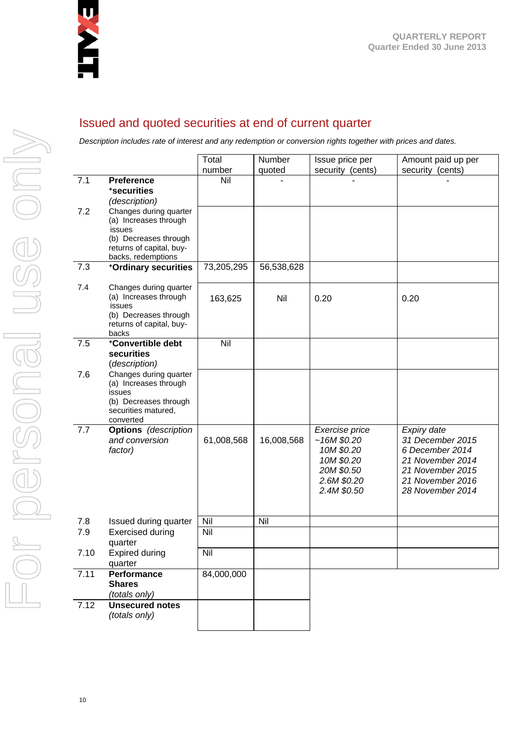## Issued and quoted securities at end of current quarter

*Description includes rate of interest and any redemption or conversion rights together with prices and dates.*

| | | Total number | Number quoted | Issue price per security (cents) | Amount paid up per security (cents) |
|---|---|---|---|---|---|
| 7.1 | **Preference +securities** *(description)* | Nil | - | - | - |
| 7.2 | Changes during quarter (a) Increases through issues (b) Decreases through returns of capital, buy-backs, redemptions | | | | |
| 7.3 | **+Ordinary securities** | 73,205,295 | 56,538,628 | | |
| 7.4 | Changes during quarter (a) Increases through issues (b) Decreases through returns of capital, buy-backs | 163,625 | Nil | 0.20 | 0.20 |
| 7.5 | **+Convertible debt securities** (*description*) | Nil | | | |
| 7.6 | Changes during quarter (a) Increases through issues (b) Decreases through securities matured, converted | | | | |
| 7.7 | **Options** *(description and conversion factor)* | 61,008,568 | 16,008,568 | *Exercise price*<br>*~16M $0.20*<br>*10M $0.20*<br>*10M $0.20*<br>*20M $0.50*<br>*2.6M $0.20*<br>*2.4M $0.50* | *Expiry date*<br>*31 December 2015*<br>*6 December 2014*<br>*21 November 2014*<br>*21 November 2015*<br>*21 November 2016*<br>*28 November 2014* |
| 7.8 | Issued during quarter | Nil | Nil | | |
| 7.9 | Exercised during quarter | Nil | | | |
| 7.10 | Expired during quarter | Nil | | | |
| 7.11 | **Performance Shares** *(totals only)* | 84,000,000 | | | |
| 7.12 | **Unsecured notes** *(totals only)* | | | | |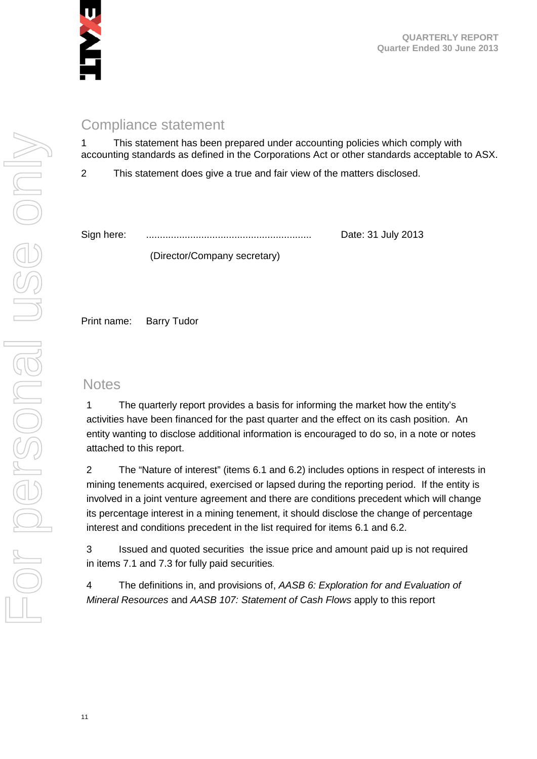## Compliance statement

1 This statement has been prepared under accounting policies which comply with accounting standards as defined in the Corporations Act or other standards acceptable to ASX.

2 This statement does give a true and fair view of the matters disclosed.

Sign here: ............................................................ Date: 31 July 2013

(Director/Company secretary)

Print name: Barry Tudor

## Notes

1 The quarterly report provides a basis for informing the market how the entity's activities have been financed for the past quarter and the effect on its cash position. An entity wanting to disclose additional information is encouraged to do so, in a note or notes attached to this report.

2 The "Nature of interest" (items 6.1 and 6.2) includes options in respect of interests in mining tenements acquired, exercised or lapsed during the reporting period. If the entity is involved in a joint venture agreement and there are conditions precedent which will change its percentage interest in a mining tenement, it should disclose the change of percentage interest and conditions precedent in the list required for items 6.1 and 6.2.

3 Issued and quoted securities the issue price and amount paid up is not required in items 7.1 and 7.3 for fully paid securities.

4 The definitions in, and provisions of, *AASB 6: Exploration for and Evaluation of Mineral Resources* and *AASB 107: Statement of Cash Flows* apply to this report